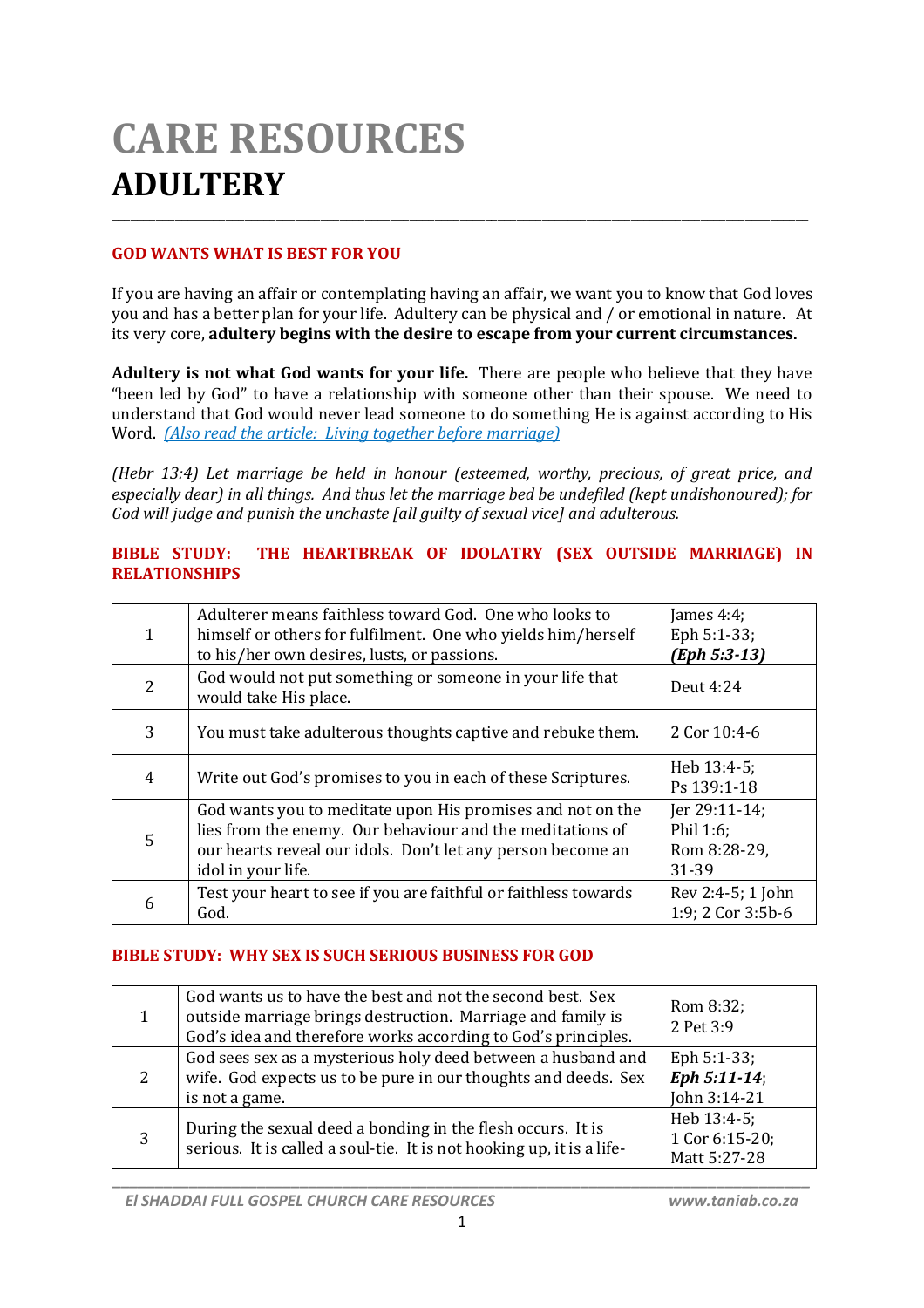# CARE RESOURCES
# ADULTERY

---

## GOD WANTS WHAT IS BEST FOR YOU

If you are having an affair or contemplating having an affair, we want you to know that God loves you and has a better plan for your life. Adultery can be physical and / or emotional in nature. At its very core, **adultery begins with the desire to escape from your current circumstances.**

**Adultery is not what God wants for your life.** There are people who believe that they have "been led by God" to have a relationship with someone other than their spouse. We need to understand that God would never lead someone to do something He is against according to His Word. *(Also read the article: Living together before marriage)*

*(Hebr 13:4) Let marriage be held in honour (esteemed, worthy, precious, of great price, and especially dear) in all things. And thus let the marriage bed be undefiled (kept undishonoured); for God will judge and punish the unchaste [all guilty of sexual vice] and adulterous.*

## BIBLE STUDY: THE HEARTBREAK OF IDOLATRY (SEX OUTSIDE MARRIAGE) IN RELATIONSHIPS

| | | |
|---|---|---|
| 1 | Adulterer means faithless toward God. One who looks to himself or others for fulfilment. One who yields him/herself to his/her own desires, lusts, or passions. | James 4:4; Eph 5:1-33; ***(Eph 5:3-13)*** |
| 2 | God would not put something or someone in your life that would take His place. | Deut 4:24 |
| 3 | You must take adulterous thoughts captive and rebuke them. | 2 Cor 10:4-6 |
| 4 | Write out God's promises to you in each of these Scriptures. | Heb 13:4-5; Ps 139:1-18 |
| 5 | God wants you to meditate upon His promises and not on the lies from the enemy. Our behaviour and the meditations of our hearts reveal our idols. Don't let any person become an idol in your life. | Jer 29:11-14; Phil 1:6; Rom 8:28-29, 31-39 |
| 6 | Test your heart to see if you are faithful or faithless towards God. | Rev 2:4-5; 1 John 1:9; 2 Cor 3:5b-6 |

## BIBLE STUDY: WHY SEX IS SUCH SERIOUS BUSINESS FOR GOD

| | | |
|---|---|---|
| 1 | God wants us to have the best and not the second best. Sex outside marriage brings destruction. Marriage and family is God's idea and therefore works according to God's principles. | Rom 8:32; 2 Pet 3:9 |
| 2 | God sees sex as a mysterious holy deed between a husband and wife. God expects us to be pure in our thoughts and deeds. Sex is not a game. | Eph 5:1-33; ***Eph 5:11-14***; John 3:14-21 |
| 3 | During the sexual deed a bonding in the flesh occurs. It is serious. It is called a soul-tie. It is not hooking up, it is a life- | Heb 13:4-5; 1 Cor 6:15-20; Matt 5:27-28 |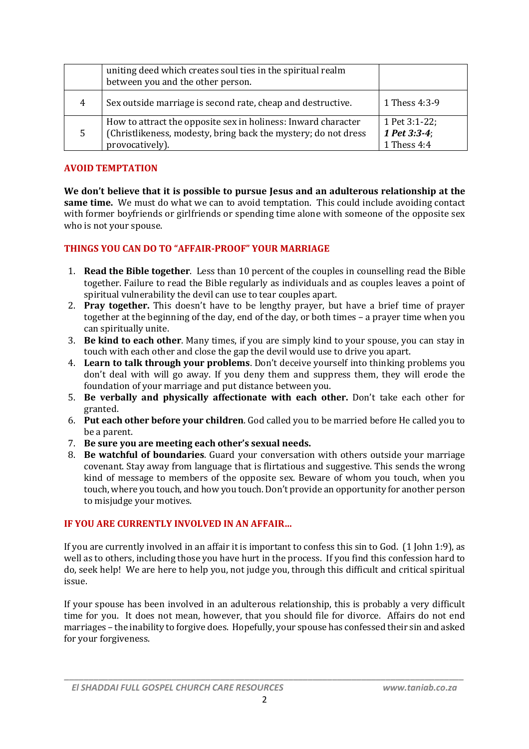|  | uniting deed which creates soul ties in the spiritual realm between you and the other person. |  |
|---|---|---|
| 4 | Sex outside marriage is second rate, cheap and destructive. | 1 Thess 4:3-9 |
| 5 | How to attract the opposite sex in holiness: Inward character (Christlikeness, modesty, bring back the mystery; do not dress provocatively). | 1 Pet 3:1-22; ***1 Pet 3:3-4***; 1 Thess 4:4 |

## AVOID TEMPTATION

**We don't believe that it is possible to pursue Jesus and an adulterous relationship at the same time.** We must do what we can to avoid temptation. This could include avoiding contact with former boyfriends or girlfriends or spending time alone with someone of the opposite sex who is not your spouse.

## THINGS YOU CAN DO TO "AFFAIR-PROOF" YOUR MARRIAGE

1. **Read the Bible together**. Less than 10 percent of the couples in counselling read the Bible together. Failure to read the Bible regularly as individuals and as couples leaves a point of spiritual vulnerability the devil can use to tear couples apart.
2. **Pray together.** This doesn't have to be lengthy prayer, but have a brief time of prayer together at the beginning of the day, end of the day, or both times – a prayer time when you can spiritually unite.
3. **Be kind to each other**. Many times, if you are simply kind to your spouse, you can stay in touch with each other and close the gap the devil would use to drive you apart.
4. **Learn to talk through your problems**. Don't deceive yourself into thinking problems you don't deal with will go away. If you deny them and suppress them, they will erode the foundation of your marriage and put distance between you.
5. **Be verbally and physically affectionate with each other.** Don't take each other for granted.
6. **Put each other before your children**. God called you to be married before He called you to be a parent.
7. **Be sure you are meeting each other's sexual needs.**
8. **Be watchful of boundaries**. Guard your conversation with others outside your marriage covenant. Stay away from language that is flirtatious and suggestive. This sends the wrong kind of message to members of the opposite sex. Beware of whom you touch, when you touch, where you touch, and how you touch. Don't provide an opportunity for another person to misjudge your motives.

## IF YOU ARE CURRENTLY INVOLVED IN AN AFFAIR…

If you are currently involved in an affair it is important to confess this sin to God. (1 John 1:9), as well as to others, including those you have hurt in the process. If you find this confession hard to do, seek help! We are here to help you, not judge you, through this difficult and critical spiritual issue.

If your spouse has been involved in an adulterous relationship, this is probably a very difficult time for you. It does not mean, however, that you should file for divorce. Affairs do not end marriages – the inability to forgive does. Hopefully, your spouse has confessed their sin and asked for your forgiveness.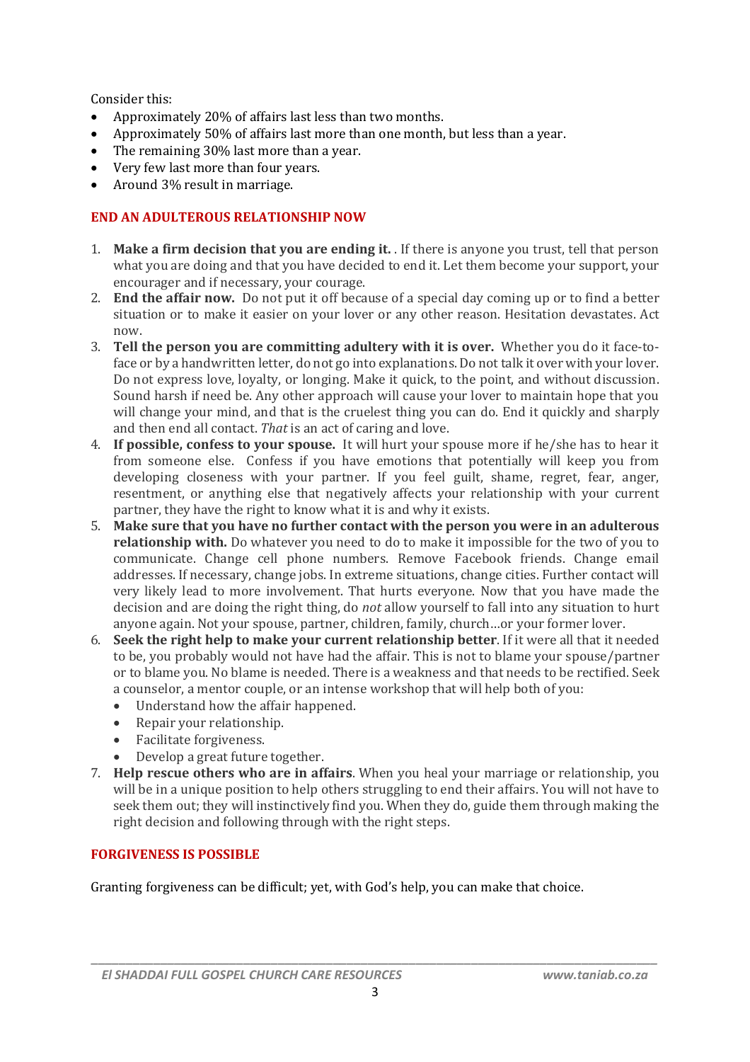Consider this:

- Approximately 20% of affairs last less than two months.
- Approximately 50% of affairs last more than one month, but less than a year.
- The remaining 30% last more than a year.
- Very few last more than four years.
- Around 3% result in marriage.

## END AN ADULTEROUS RELATIONSHIP NOW

1. **Make a firm decision that you are ending it.** . If there is anyone you trust, tell that person what you are doing and that you have decided to end it. Let them become your support, your encourager and if necessary, your courage.
2. **End the affair now.** Do not put it off because of a special day coming up or to find a better situation or to make it easier on your lover or any other reason. Hesitation devastates. Act now.
3. **Tell the person you are committing adultery with it is over.** Whether you do it face-to-face or by a handwritten letter, do not go into explanations. Do not talk it over with your lover. Do not express love, loyalty, or longing. Make it quick, to the point, and without discussion. Sound harsh if need be. Any other approach will cause your lover to maintain hope that you will change your mind, and that is the cruelest thing you can do. End it quickly and sharply and then end all contact. *That* is an act of caring and love.
4. **If possible, confess to your spouse.** It will hurt your spouse more if he/she has to hear it from someone else. Confess if you have emotions that potentially will keep you from developing closeness with your partner. If you feel guilt, shame, regret, fear, anger, resentment, or anything else that negatively affects your relationship with your current partner, they have the right to know what it is and why it exists.
5. **Make sure that you have no further contact with the person you were in an adulterous relationship with.** Do whatever you need to do to make it impossible for the two of you to communicate. Change cell phone numbers. Remove Facebook friends. Change email addresses. If necessary, change jobs. In extreme situations, change cities. Further contact will very likely lead to more involvement. That hurts everyone. Now that you have made the decision and are doing the right thing, do *not* allow yourself to fall into any situation to hurt anyone again. Not your spouse, partner, children, family, church…or your former lover.
6. **Seek the right help to make your current relationship better**. If it were all that it needed to be, you probably would not have had the affair. This is not to blame your spouse/partner or to blame you. No blame is needed. There is a weakness and that needs to be rectified. Seek a counselor, a mentor couple, or an intense workshop that will help both of you:
   - Understand how the affair happened.
   - Repair your relationship.
   - Facilitate forgiveness.
   - Develop a great future together.
7. **Help rescue others who are in affairs**. When you heal your marriage or relationship, you will be in a unique position to help others struggling to end their affairs. You will not have to seek them out; they will instinctively find you. When they do, guide them through making the right decision and following through with the right steps.

## FORGIVENESS IS POSSIBLE

Granting forgiveness can be difficult; yet, with God's help, you can make that choice.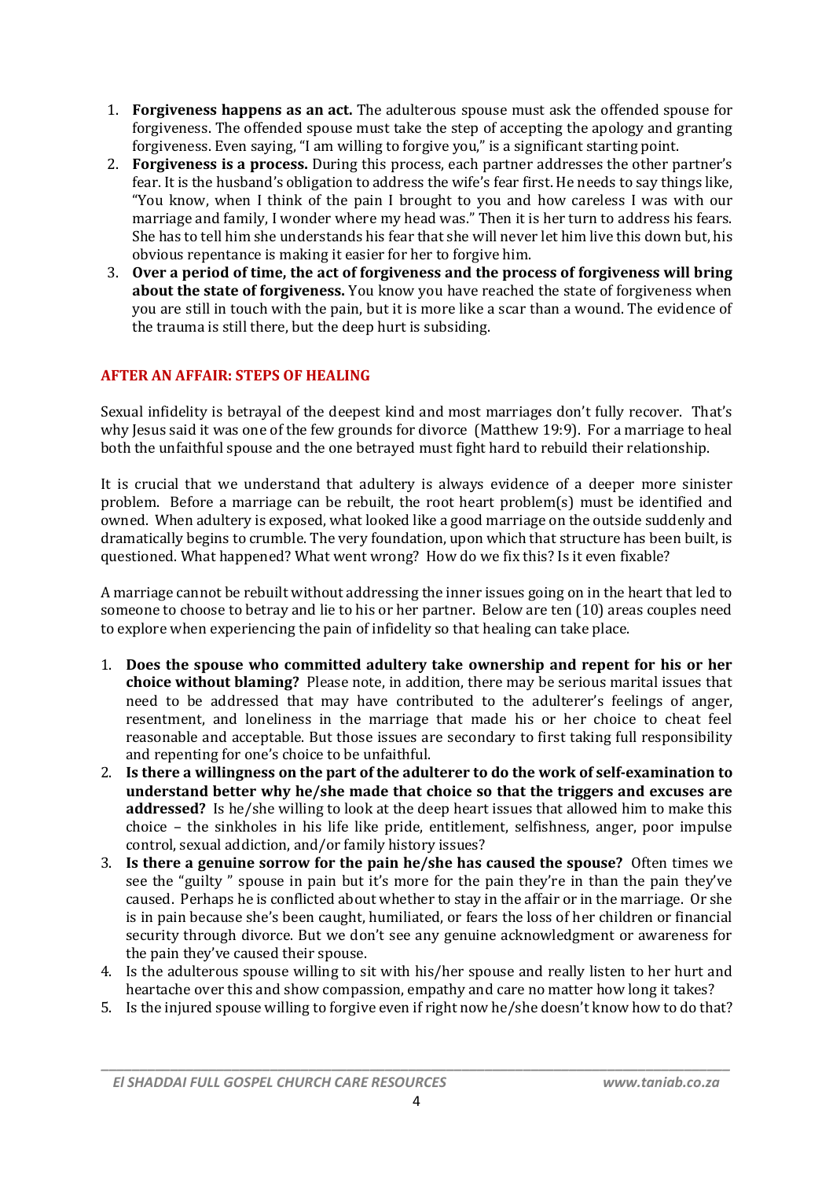1. **Forgiveness happens as an act.** The adulterous spouse must ask the offended spouse for forgiveness. The offended spouse must take the step of accepting the apology and granting forgiveness. Even saying, "I am willing to forgive you," is a significant starting point.
2. **Forgiveness is a process.** During this process, each partner addresses the other partner's fear. It is the husband's obligation to address the wife's fear first. He needs to say things like, "You know, when I think of the pain I brought to you and how careless I was with our marriage and family, I wonder where my head was." Then it is her turn to address his fears. She has to tell him she understands his fear that she will never let him live this down but, his obvious repentance is making it easier for her to forgive him.
3. **Over a period of time, the act of forgiveness and the process of forgiveness will bring about the state of forgiveness.** You know you have reached the state of forgiveness when you are still in touch with the pain, but it is more like a scar than a wound. The evidence of the trauma is still there, but the deep hurt is subsiding.

## AFTER AN AFFAIR: STEPS OF HEALING

Sexual infidelity is betrayal of the deepest kind and most marriages don't fully recover. That's why Jesus said it was one of the few grounds for divorce (Matthew 19:9). For a marriage to heal both the unfaithful spouse and the one betrayed must fight hard to rebuild their relationship.

It is crucial that we understand that adultery is always evidence of a deeper more sinister problem. Before a marriage can be rebuilt, the root heart problem(s) must be identified and owned. When adultery is exposed, what looked like a good marriage on the outside suddenly and dramatically begins to crumble. The very foundation, upon which that structure has been built, is questioned. What happened? What went wrong? How do we fix this? Is it even fixable?

A marriage cannot be rebuilt without addressing the inner issues going on in the heart that led to someone to choose to betray and lie to his or her partner. Below are ten (10) areas couples need to explore when experiencing the pain of infidelity so that healing can take place.

1. **Does the spouse who committed adultery take ownership and repent for his or her choice without blaming?** Please note, in addition, there may be serious marital issues that need to be addressed that may have contributed to the adulterer's feelings of anger, resentment, and loneliness in the marriage that made his or her choice to cheat feel reasonable and acceptable. But those issues are secondary to first taking full responsibility and repenting for one's choice to be unfaithful.
2. **Is there a willingness on the part of the adulterer to do the work of self-examination to understand better why he/she made that choice so that the triggers and excuses are addressed?** Is he/she willing to look at the deep heart issues that allowed him to make this choice – the sinkholes in his life like pride, entitlement, selfishness, anger, poor impulse control, sexual addiction, and/or family history issues?
3. **Is there a genuine sorrow for the pain he/she has caused the spouse?** Often times we see the "guilty " spouse in pain but it's more for the pain they're in than the pain they've caused. Perhaps he is conflicted about whether to stay in the affair or in the marriage. Or she is in pain because she's been caught, humiliated, or fears the loss of her children or financial security through divorce. But we don't see any genuine acknowledgment or awareness for the pain they've caused their spouse.
4. Is the adulterous spouse willing to sit with his/her spouse and really listen to her hurt and heartache over this and show compassion, empathy and care no matter how long it takes?
5. Is the injured spouse willing to forgive even if right now he/she doesn't know how to do that?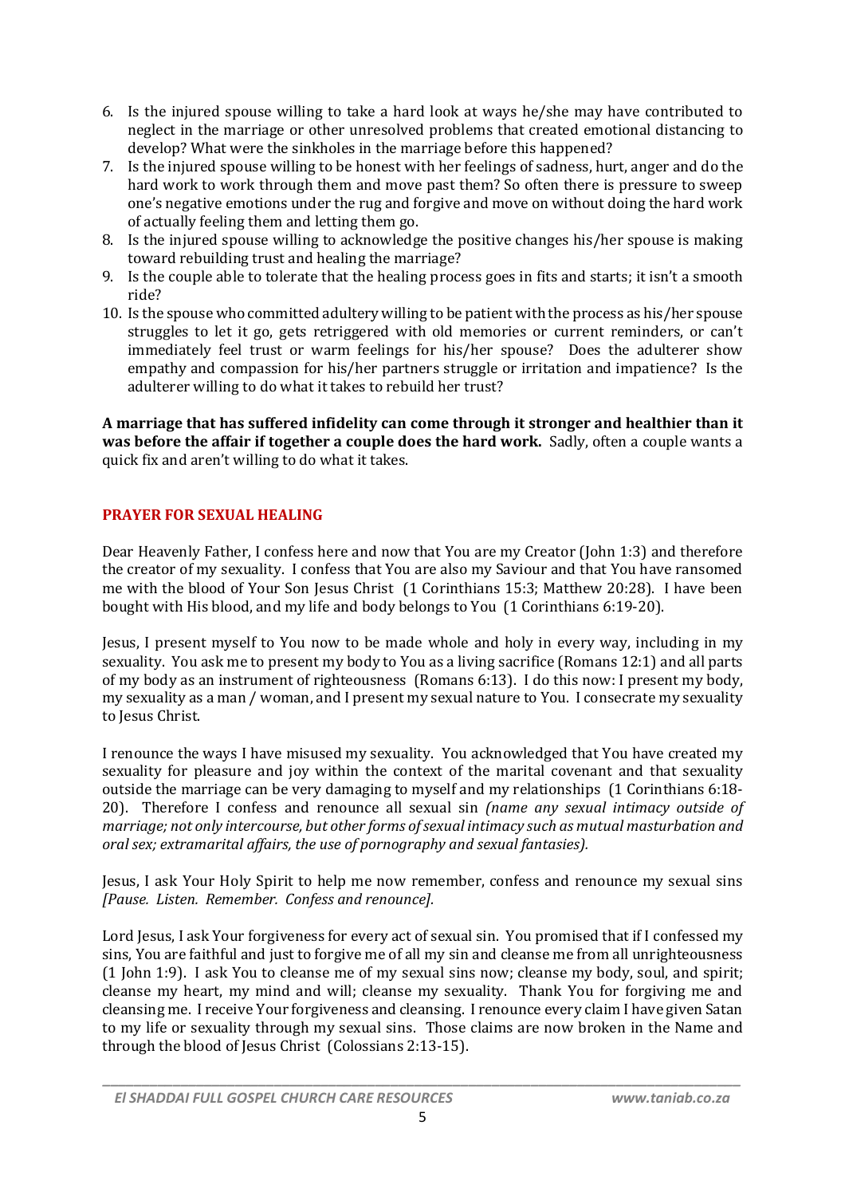6. Is the injured spouse willing to take a hard look at ways he/she may have contributed to neglect in the marriage or other unresolved problems that created emotional distancing to develop? What were the sinkholes in the marriage before this happened?
7. Is the injured spouse willing to be honest with her feelings of sadness, hurt, anger and do the hard work to work through them and move past them? So often there is pressure to sweep one's negative emotions under the rug and forgive and move on without doing the hard work of actually feeling them and letting them go.
8. Is the injured spouse willing to acknowledge the positive changes his/her spouse is making toward rebuilding trust and healing the marriage?
9. Is the couple able to tolerate that the healing process goes in fits and starts; it isn't a smooth ride?
10. Is the spouse who committed adultery willing to be patient with the process as his/her spouse struggles to let it go, gets retriggered with old memories or current reminders, or can't immediately feel trust or warm feelings for his/her spouse? Does the adulterer show empathy and compassion for his/her partners struggle or irritation and impatience? Is the adulterer willing to do what it takes to rebuild her trust?

**A marriage that has suffered infidelity can come through it stronger and healthier than it was before the affair if together a couple does the hard work.** Sadly, often a couple wants a quick fix and aren't willing to do what it takes.

## PRAYER FOR SEXUAL HEALING

Dear Heavenly Father, I confess here and now that You are my Creator (John 1:3) and therefore the creator of my sexuality. I confess that You are also my Saviour and that You have ransomed me with the blood of Your Son Jesus Christ (1 Corinthians 15:3; Matthew 20:28). I have been bought with His blood, and my life and body belongs to You (1 Corinthians 6:19-20).

Jesus, I present myself to You now to be made whole and holy in every way, including in my sexuality. You ask me to present my body to You as a living sacrifice (Romans 12:1) and all parts of my body as an instrument of righteousness (Romans 6:13). I do this now: I present my body, my sexuality as a man / woman, and I present my sexual nature to You. I consecrate my sexuality to Jesus Christ.

I renounce the ways I have misused my sexuality. You acknowledged that You have created my sexuality for pleasure and joy within the context of the marital covenant and that sexuality outside the marriage can be very damaging to myself and my relationships (1 Corinthians 6:18-20). Therefore I confess and renounce all sexual sin *(name any sexual intimacy outside of marriage; not only intercourse, but other forms of sexual intimacy such as mutual masturbation and oral sex; extramarital affairs, the use of pornography and sexual fantasies).*

Jesus, I ask Your Holy Spirit to help me now remember, confess and renounce my sexual sins *[Pause. Listen. Remember. Confess and renounce].*

Lord Jesus, I ask Your forgiveness for every act of sexual sin. You promised that if I confessed my sins, You are faithful and just to forgive me of all my sin and cleanse me from all unrighteousness (1 John 1:9). I ask You to cleanse me of my sexual sins now; cleanse my body, soul, and spirit; cleanse my heart, my mind and will; cleanse my sexuality. Thank You for forgiving me and cleansing me. I receive Your forgiveness and cleansing. I renounce every claim I have given Satan to my life or sexuality through my sexual sins. Those claims are now broken in the Name and through the blood of Jesus Christ (Colossians 2:13-15).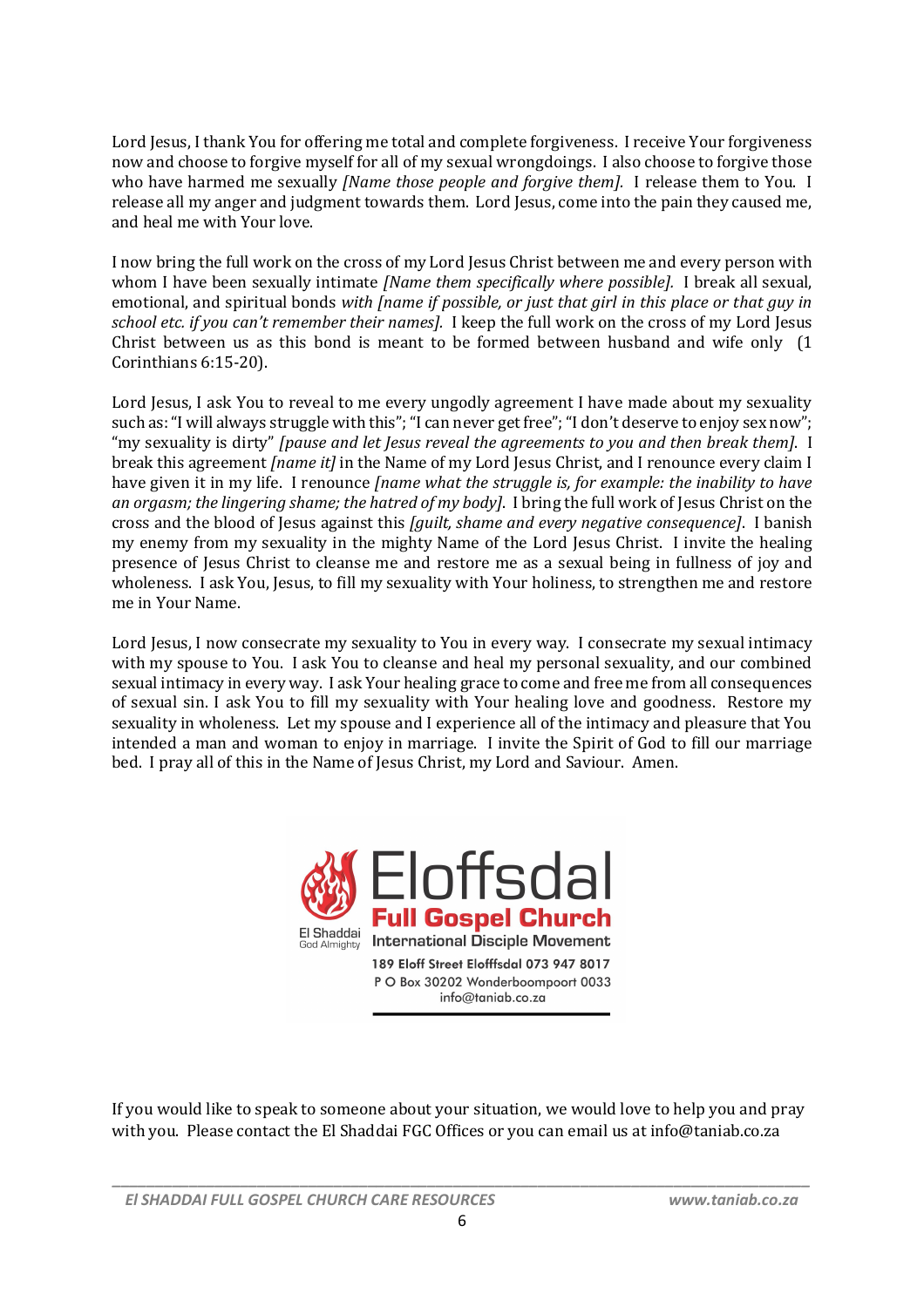Lord Jesus, I thank You for offering me total and complete forgiveness. I receive Your forgiveness now and choose to forgive myself for all of my sexual wrongdoings. I also choose to forgive those who have harmed me sexually *[Name those people and forgive them].* I release them to You. I release all my anger and judgment towards them. Lord Jesus, come into the pain they caused me, and heal me with Your love.

I now bring the full work on the cross of my Lord Jesus Christ between me and every person with whom I have been sexually intimate *[Name them specifically where possible].* I break all sexual, emotional, and spiritual bonds *with [name if possible, or just that girl in this place or that guy in school etc. if you can't remember their names].* I keep the full work on the cross of my Lord Jesus Christ between us as this bond is meant to be formed between husband and wife only (1 Corinthians 6:15-20).

Lord Jesus, I ask You to reveal to me every ungodly agreement I have made about my sexuality such as: "I will always struggle with this"; "I can never get free"; "I don't deserve to enjoy sex now"; "my sexuality is dirty" *[pause and let Jesus reveal the agreements to you and then break them]*. I break this agreement *[name it]* in the Name of my Lord Jesus Christ, and I renounce every claim I have given it in my life. I renounce *[name what the struggle is, for example: the inability to have an orgasm; the lingering shame; the hatred of my body]*. I bring the full work of Jesus Christ on the cross and the blood of Jesus against this *[guilt, shame and every negative consequence]*. I banish my enemy from my sexuality in the mighty Name of the Lord Jesus Christ. I invite the healing presence of Jesus Christ to cleanse me and restore me as a sexual being in fullness of joy and wholeness. I ask You, Jesus, to fill my sexuality with Your holiness, to strengthen me and restore me in Your Name.

Lord Jesus, I now consecrate my sexuality to You in every way. I consecrate my sexual intimacy with my spouse to You. I ask You to cleanse and heal my personal sexuality, and our combined sexual intimacy in every way. I ask Your healing grace to come and free me from all consequences of sexual sin. I ask You to fill my sexuality with Your healing love and goodness. Restore my sexuality in wholeness. Let my spouse and I experience all of the intimacy and pleasure that You intended a man and woman to enjoy in marriage. I invite the Spirit of God to fill our marriage bed. I pray all of this in the Name of Jesus Christ, my Lord and Saviour. Amen.

El Shaddai
God Almighty

Eloffsdal
**Full Gospel Church**
International Disciple Movement

189 Eloff Street Elofffsdal 073 947 8017
P O Box 30202 Wonderboompoort 0033
info@taniab.co.za

If you would like to speak to someone about your situation, we would love to help you and pray with you. Please contact the El Shaddai FGC Offices or you can email us at info@taniab.co.za